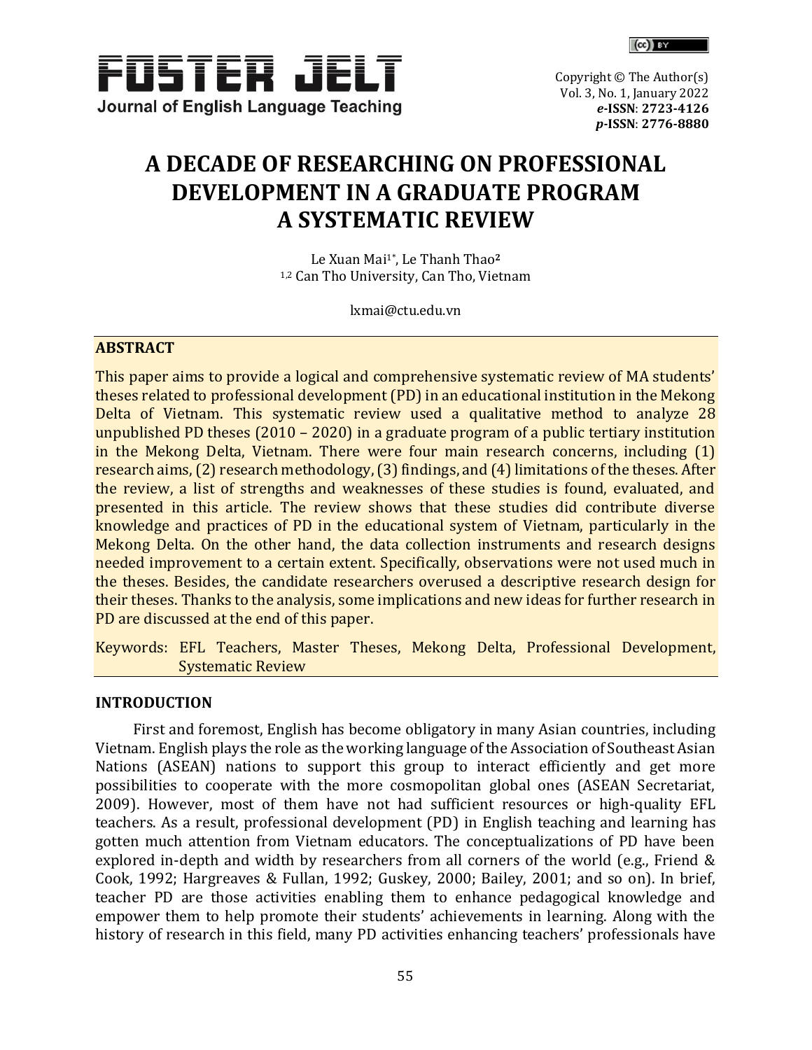# A DECADE OF RESEARCHING ON PROFESSIONAL DEVELOPMENT IN A GRADUATE PROGRAM A SYSTEMATIC REVIEW

Le Xuan Mai[1*], Le Thanh Thao[2]
[1,2] Can Tho University, Can Tho, Vietnam

lxmai@ctu.edu.vn

## ABSTRACT

This paper aims to provide a logical and comprehensive systematic review of MA students' theses related to professional development (PD) in an educational institution in the Mekong Delta of Vietnam. This systematic review used a qualitative method to analyze 28 unpublished PD theses (2010 – 2020) in a graduate program of a public tertiary institution in the Mekong Delta, Vietnam. There were four main research concerns, including (1) research aims, (2) research methodology, (3) findings, and (4) limitations of the theses. After the review, a list of strengths and weaknesses of these studies is found, evaluated, and presented in this article. The review shows that these studies did contribute diverse knowledge and practices of PD in the educational system of Vietnam, particularly in the Mekong Delta. On the other hand, the data collection instruments and research designs needed improvement to a certain extent. Specifically, observations were not used much in the theses. Besides, the candidate researchers overused a descriptive research design for their theses. Thanks to the analysis, some implications and new ideas for further research in PD are discussed at the end of this paper.

Keywords: EFL Teachers, Master Theses, Mekong Delta, Professional Development, Systematic Review

## INTRODUCTION

First and foremost, English has become obligatory in many Asian countries, including Vietnam. English plays the role as the working language of the Association of Southeast Asian Nations (ASEAN) nations to support this group to interact efficiently and get more possibilities to cooperate with the more cosmopolitan global ones (ASEAN Secretariat, 2009). However, most of them have not had sufficient resources or high-quality EFL teachers. As a result, professional development (PD) in English teaching and learning has gotten much attention from Vietnam educators. The conceptualizations of PD have been explored in-depth and width by researchers from all corners of the world (e.g., Friend & Cook, 1992; Hargreaves & Fullan, 1992; Guskey, 2000; Bailey, 2001; and so on). In brief, teacher PD are those activities enabling them to enhance pedagogical knowledge and empower them to help promote their students' achievements in learning. Along with the history of research in this field, many PD activities enhancing teachers' professionals have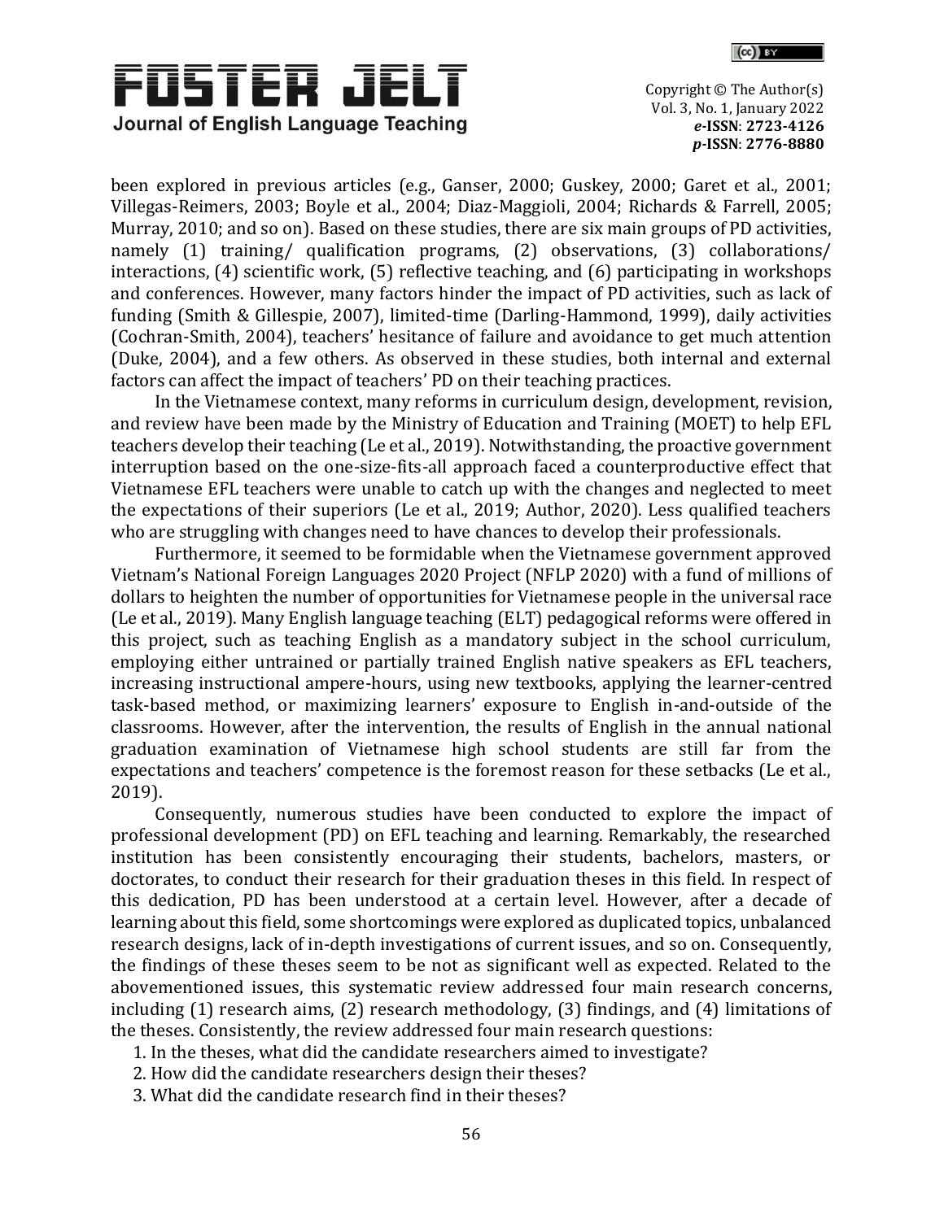been explored in previous articles (e.g., Ganser, 2000; Guskey, 2000; Garet et al., 2001; Villegas-Reimers, 2003; Boyle et al., 2004; Diaz-Maggioli, 2004; Richards & Farrell, 2005; Murray, 2010; and so on). Based on these studies, there are six main groups of PD activities, namely (1) training/ qualification programs, (2) observations, (3) collaborations/ interactions, (4) scientific work, (5) reflective teaching, and (6) participating in workshops and conferences. However, many factors hinder the impact of PD activities, such as lack of funding (Smith & Gillespie, 2007), limited-time (Darling-Hammond, 1999), daily activities (Cochran-Smith, 2004), teachers' hesitance of failure and avoidance to get much attention (Duke, 2004), and a few others. As observed in these studies, both internal and external factors can affect the impact of teachers' PD on their teaching practices.

In the Vietnamese context, many reforms in curriculum design, development, revision, and review have been made by the Ministry of Education and Training (MOET) to help EFL teachers develop their teaching (Le et al., 2019). Notwithstanding, the proactive government interruption based on the one-size-fits-all approach faced a counterproductive effect that Vietnamese EFL teachers were unable to catch up with the changes and neglected to meet the expectations of their superiors (Le et al., 2019; Author, 2020). Less qualified teachers who are struggling with changes need to have chances to develop their professionals.

Furthermore, it seemed to be formidable when the Vietnamese government approved Vietnam's National Foreign Languages 2020 Project (NFLP 2020) with a fund of millions of dollars to heighten the number of opportunities for Vietnamese people in the universal race (Le et al., 2019). Many English language teaching (ELT) pedagogical reforms were offered in this project, such as teaching English as a mandatory subject in the school curriculum, employing either untrained or partially trained English native speakers as EFL teachers, increasing instructional ampere-hours, using new textbooks, applying the learner-centred task-based method, or maximizing learners' exposure to English in-and-outside of the classrooms. However, after the intervention, the results of English in the annual national graduation examination of Vietnamese high school students are still far from the expectations and teachers' competence is the foremost reason for these setbacks (Le et al., 2019).

Consequently, numerous studies have been conducted to explore the impact of professional development (PD) on EFL teaching and learning. Remarkably, the researched institution has been consistently encouraging their students, bachelors, masters, or doctorates, to conduct their research for their graduation theses in this field. In respect of this dedication, PD has been understood at a certain level. However, after a decade of learning about this field, some shortcomings were explored as duplicated topics, unbalanced research designs, lack of in-depth investigations of current issues, and so on. Consequently, the findings of these theses seem to be not as significant well as expected. Related to the abovementioned issues, this systematic review addressed four main research concerns, including (1) research aims, (2) research methodology, (3) findings, and (4) limitations of the theses. Consistently, the review addressed four main research questions:

1. In the theses, what did the candidate researchers aimed to investigate?
2. How did the candidate researchers design their theses?
3. What did the candidate research find in their theses?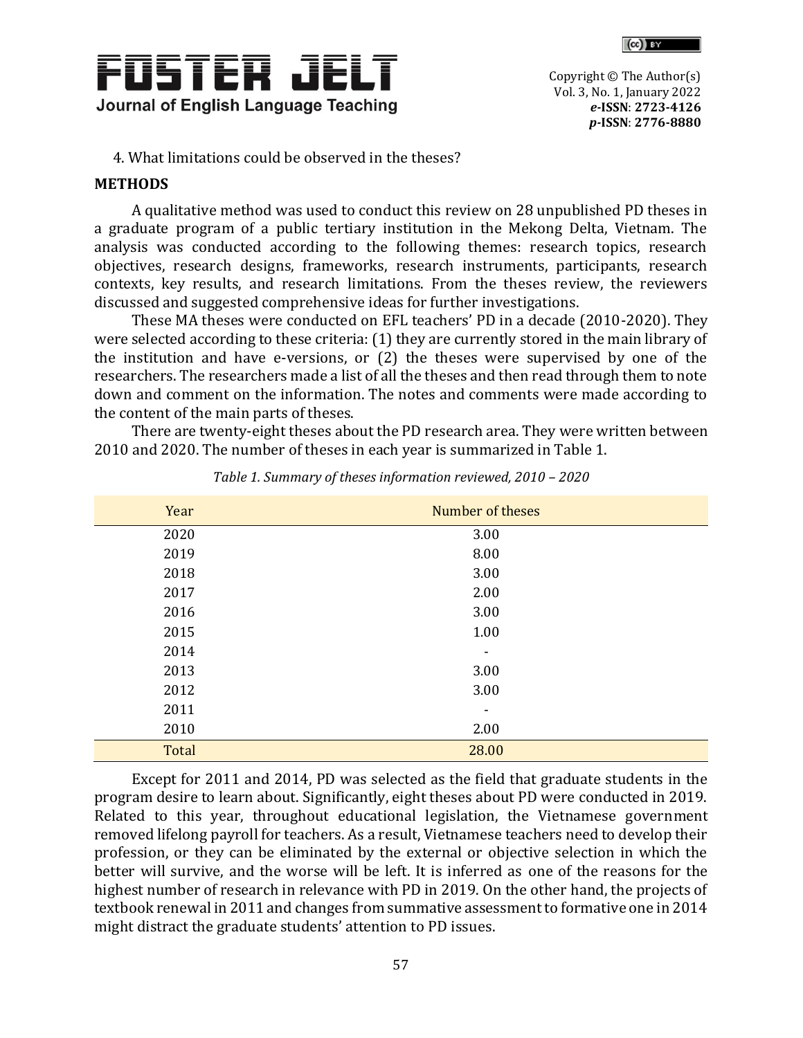4. What limitations could be observed in the theses?

## METHODS

A qualitative method was used to conduct this review on 28 unpublished PD theses in a graduate program of a public tertiary institution in the Mekong Delta, Vietnam. The analysis was conducted according to the following themes: research topics, research objectives, research designs, frameworks, research instruments, participants, research contexts, key results, and research limitations. From the theses review, the reviewers discussed and suggested comprehensive ideas for further investigations.

These MA theses were conducted on EFL teachers' PD in a decade (2010-2020). They were selected according to these criteria: (1) they are currently stored in the main library of the institution and have e-versions, or (2) the theses were supervised by one of the researchers. The researchers made a list of all the theses and then read through them to note down and comment on the information. The notes and comments were made according to the content of the main parts of theses.

There are twenty-eight theses about the PD research area. They were written between 2010 and 2020. The number of theses in each year is summarized in Table 1.

*Table 1. Summary of theses information reviewed, 2010 – 2020*

| Year | Number of theses |
|---|---|
| 2020 | 3.00 |
| 2019 | 8.00 |
| 2018 | 3.00 |
| 2017 | 2.00 |
| 2016 | 3.00 |
| 2015 | 1.00 |
| 2014 | - |
| 2013 | 3.00 |
| 2012 | 3.00 |
| 2011 | - |
| 2010 | 2.00 |
| Total | 28.00 |

Except for 2011 and 2014, PD was selected as the field that graduate students in the program desire to learn about. Significantly, eight theses about PD were conducted in 2019. Related to this year, throughout educational legislation, the Vietnamese government removed lifelong payroll for teachers. As a result, Vietnamese teachers need to develop their profession, or they can be eliminated by the external or objective selection in which the better will survive, and the worse will be left. It is inferred as one of the reasons for the highest number of research in relevance with PD in 2019. On the other hand, the projects of textbook renewal in 2011 and changes from summative assessment to formative one in 2014 might distract the graduate students' attention to PD issues.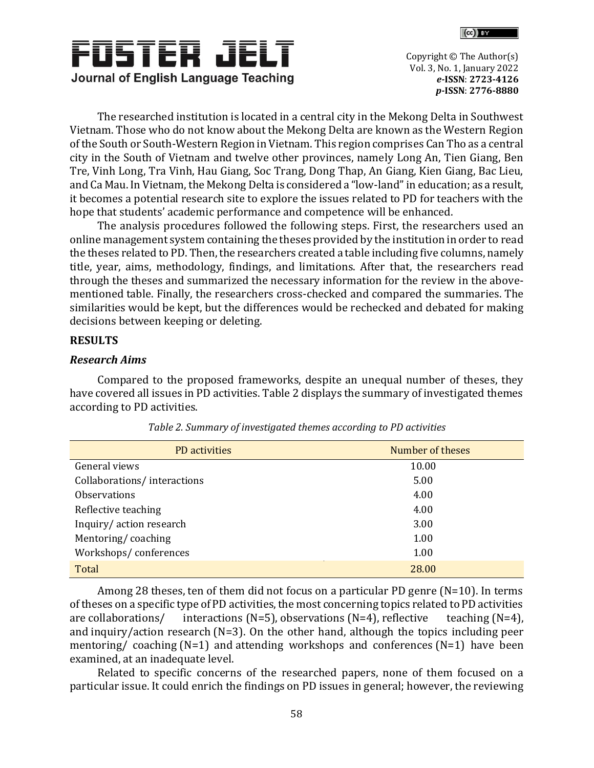The researched institution is located in a central city in the Mekong Delta in Southwest Vietnam. Those who do not know about the Mekong Delta are known as the Western Region of the South or South-Western Region in Vietnam. This region comprises Can Tho as a central city in the South of Vietnam and twelve other provinces, namely Long An, Tien Giang, Ben Tre, Vinh Long, Tra Vinh, Hau Giang, Soc Trang, Dong Thap, An Giang, Kien Giang, Bac Lieu, and Ca Mau. In Vietnam, the Mekong Delta is considered a "low-land" in education; as a result, it becomes a potential research site to explore the issues related to PD for teachers with the hope that students' academic performance and competence will be enhanced.

The analysis procedures followed the following steps. First, the researchers used an online management system containing the theses provided by the institution in order to read the theses related to PD. Then, the researchers created a table including five columns, namely title, year, aims, methodology, findings, and limitations. After that, the researchers read through the theses and summarized the necessary information for the review in the above-mentioned table. Finally, the researchers cross-checked and compared the summaries. The similarities would be kept, but the differences would be rechecked and debated for making decisions between keeping or deleting.

## RESULTS

### *Research Aims*

Compared to the proposed frameworks, despite an unequal number of theses, they have covered all issues in PD activities. Table 2 displays the summary of investigated themes according to PD activities.

*Table 2. Summary of investigated themes according to PD activities*

| PD activities | Number of theses |
|---|---|
| General views | 10.00 |
| Collaborations/ interactions | 5.00 |
| Observations | 4.00 |
| Reflective teaching | 4.00 |
| Inquiry/ action research | 3.00 |
| Mentoring/ coaching | 1.00 |
| Workshops/ conferences | 1.00 |
| Total | 28.00 |

Among 28 theses, ten of them did not focus on a particular PD genre (N=10). In terms of theses on a specific type of PD activities, the most concerning topics related to PD activities are collaborations/ interactions (N=5), observations (N=4), reflective teaching (N=4), and inquiry/action research (N=3). On the other hand, although the topics including peer mentoring/ coaching (N=1) and attending workshops and conferences (N=1) have been examined, at an inadequate level.

Related to specific concerns of the researched papers, none of them focused on a particular issue. It could enrich the findings on PD issues in general; however, the reviewing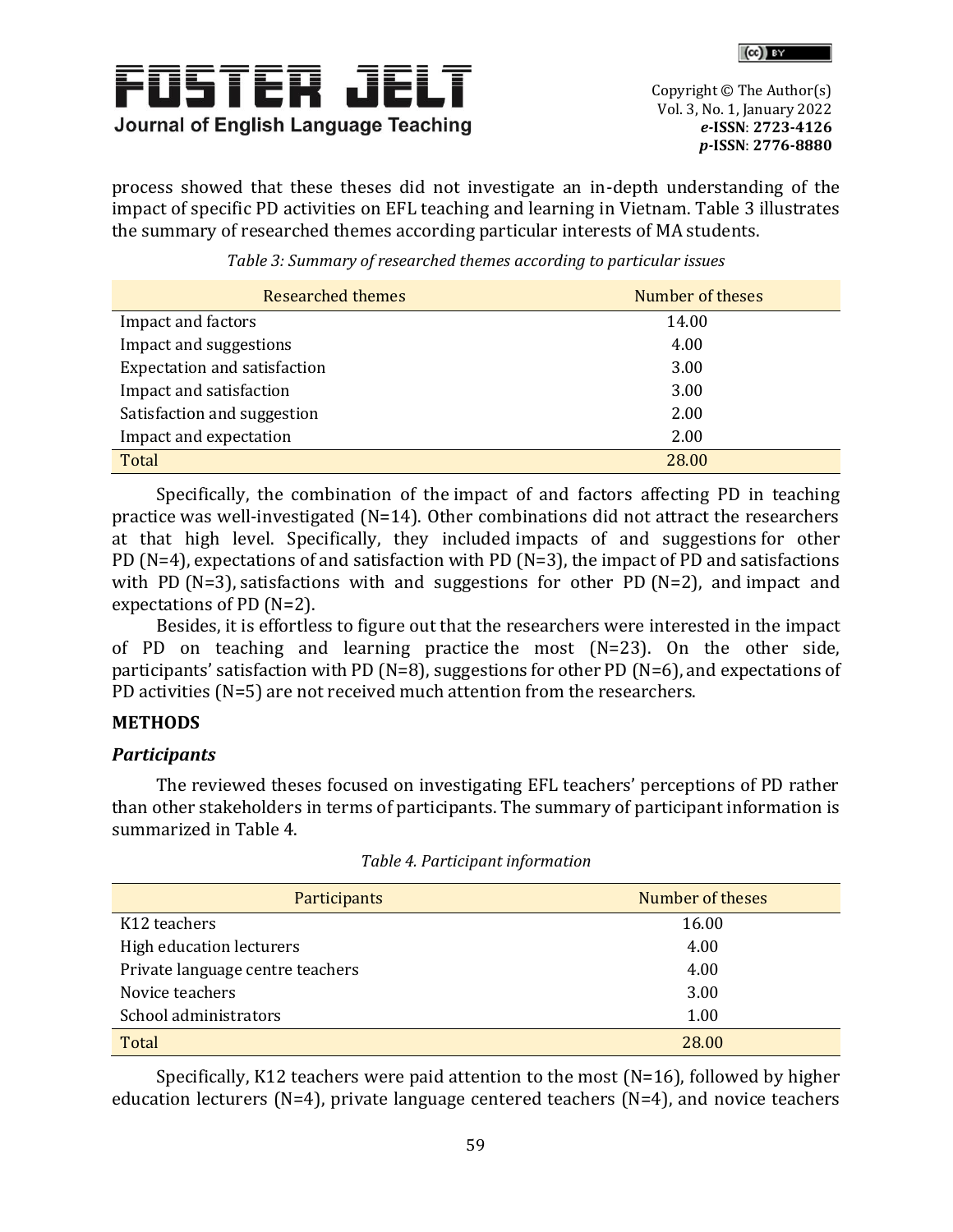process showed that these theses did not investigate an in-depth understanding of the impact of specific PD activities on EFL teaching and learning in Vietnam. Table 3 illustrates the summary of researched themes according particular interests of MA students.

*Table 3: Summary of researched themes according to particular issues*

| Researched themes | Number of theses |
|---|---|
| Impact and factors | 14.00 |
| Impact and suggestions | 4.00 |
| Expectation and satisfaction | 3.00 |
| Impact and satisfaction | 3.00 |
| Satisfaction and suggestion | 2.00 |
| Impact and expectation | 2.00 |
| Total | 28.00 |

Specifically, the combination of the impact of and factors affecting PD in teaching practice was well-investigated (N=14). Other combinations did not attract the researchers at that high level. Specifically, they included impacts of and suggestions for other PD (N=4), expectations of and satisfaction with PD (N=3), the impact of PD and satisfactions with PD (N=3), satisfactions with and suggestions for other PD (N=2), and impact and expectations of PD (N=2).

Besides, it is effortless to figure out that the researchers were interested in the impact of PD on teaching and learning practice the most (N=23). On the other side, participants' satisfaction with PD (N=8), suggestions for other PD (N=6), and expectations of PD activities (N=5) are not received much attention from the researchers.

## METHODS

### *Participants*

The reviewed theses focused on investigating EFL teachers' perceptions of PD rather than other stakeholders in terms of participants. The summary of participant information is summarized in Table 4.

*Table 4. Participant information*

| Participants | Number of theses |
|---|---|
| K12 teachers | 16.00 |
| High education lecturers | 4.00 |
| Private language centre teachers | 4.00 |
| Novice teachers | 3.00 |
| School administrators | 1.00 |
| Total | 28.00 |

Specifically, K12 teachers were paid attention to the most (N=16), followed by higher education lecturers (N=4), private language centered teachers (N=4), and novice teachers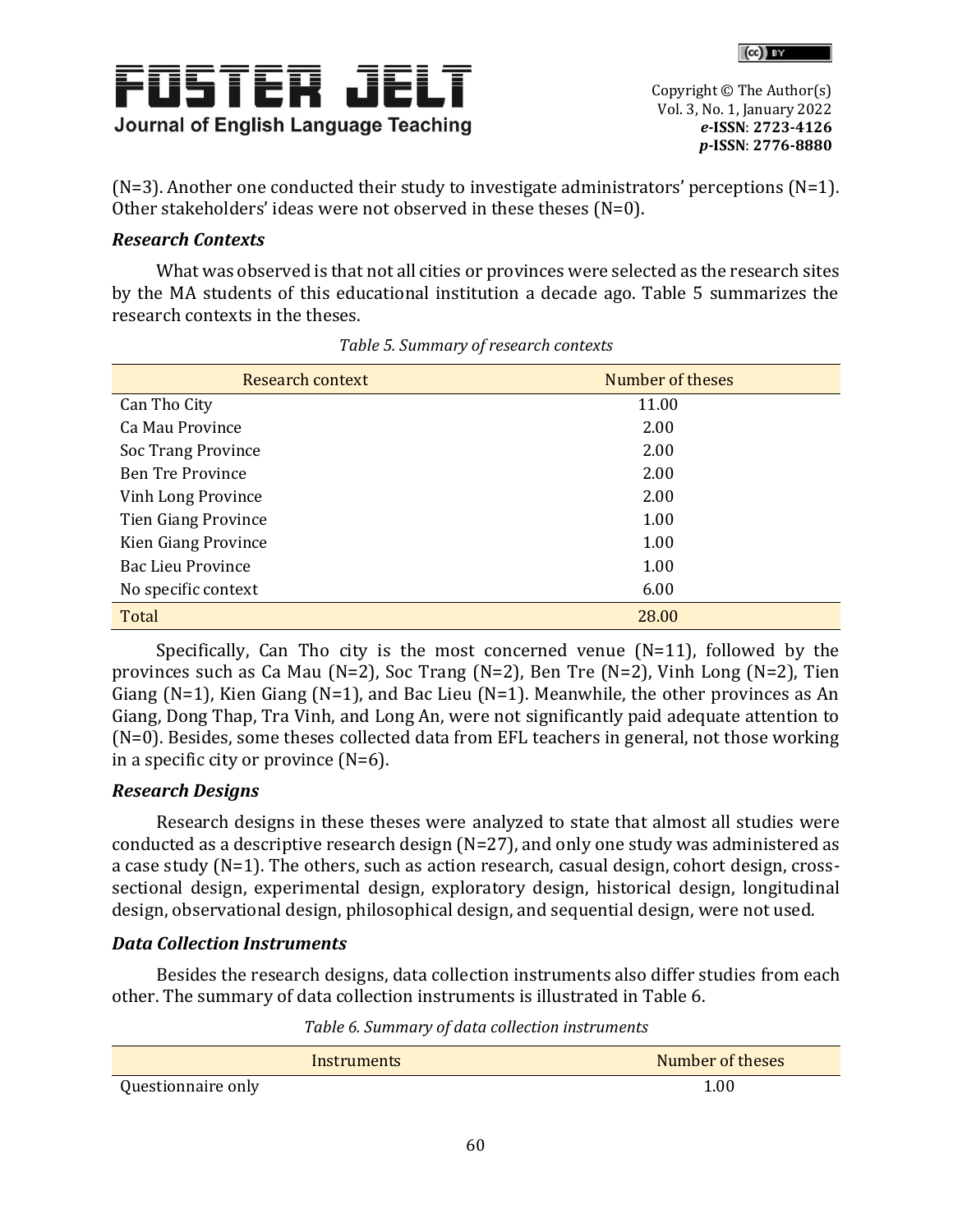(N=3). Another one conducted their study to investigate administrators' perceptions (N=1). Other stakeholders' ideas were not observed in these theses (N=0).

***Research Contexts***

What was observed is that not all cities or provinces were selected as the research sites by the MA students of this educational institution a decade ago. Table 5 summarizes the research contexts in the theses.

*Table 5. Summary of research contexts*

| Research context | Number of theses |
|---|---|
| Can Tho City | 11.00 |
| Ca Mau Province | 2.00 |
| Soc Trang Province | 2.00 |
| Ben Tre Province | 2.00 |
| Vinh Long Province | 2.00 |
| Tien Giang Province | 1.00 |
| Kien Giang Province | 1.00 |
| Bac Lieu Province | 1.00 |
| No specific context | 6.00 |
| Total | 28.00 |

Specifically, Can Tho city is the most concerned venue (N=11), followed by the provinces such as Ca Mau (N=2), Soc Trang (N=2), Ben Tre (N=2), Vinh Long (N=2), Tien Giang (N=1), Kien Giang (N=1), and Bac Lieu (N=1). Meanwhile, the other provinces as An Giang, Dong Thap, Tra Vinh, and Long An, were not significantly paid adequate attention to (N=0). Besides, some theses collected data from EFL teachers in general, not those working in a specific city or province (N=6).

***Research Designs***

Research designs in these theses were analyzed to state that almost all studies were conducted as a descriptive research design (N=27), and only one study was administered as a case study (N=1). The others, such as action research, casual design, cohort design, cross-sectional design, experimental design, exploratory design, historical design, longitudinal design, observational design, philosophical design, and sequential design, were not used.

***Data Collection Instruments***

Besides the research designs, data collection instruments also differ studies from each other. The summary of data collection instruments is illustrated in Table 6.

*Table 6. Summary of data collection instruments*

| Instruments | Number of theses |
|---|---|
| Questionnaire only | 1.00 |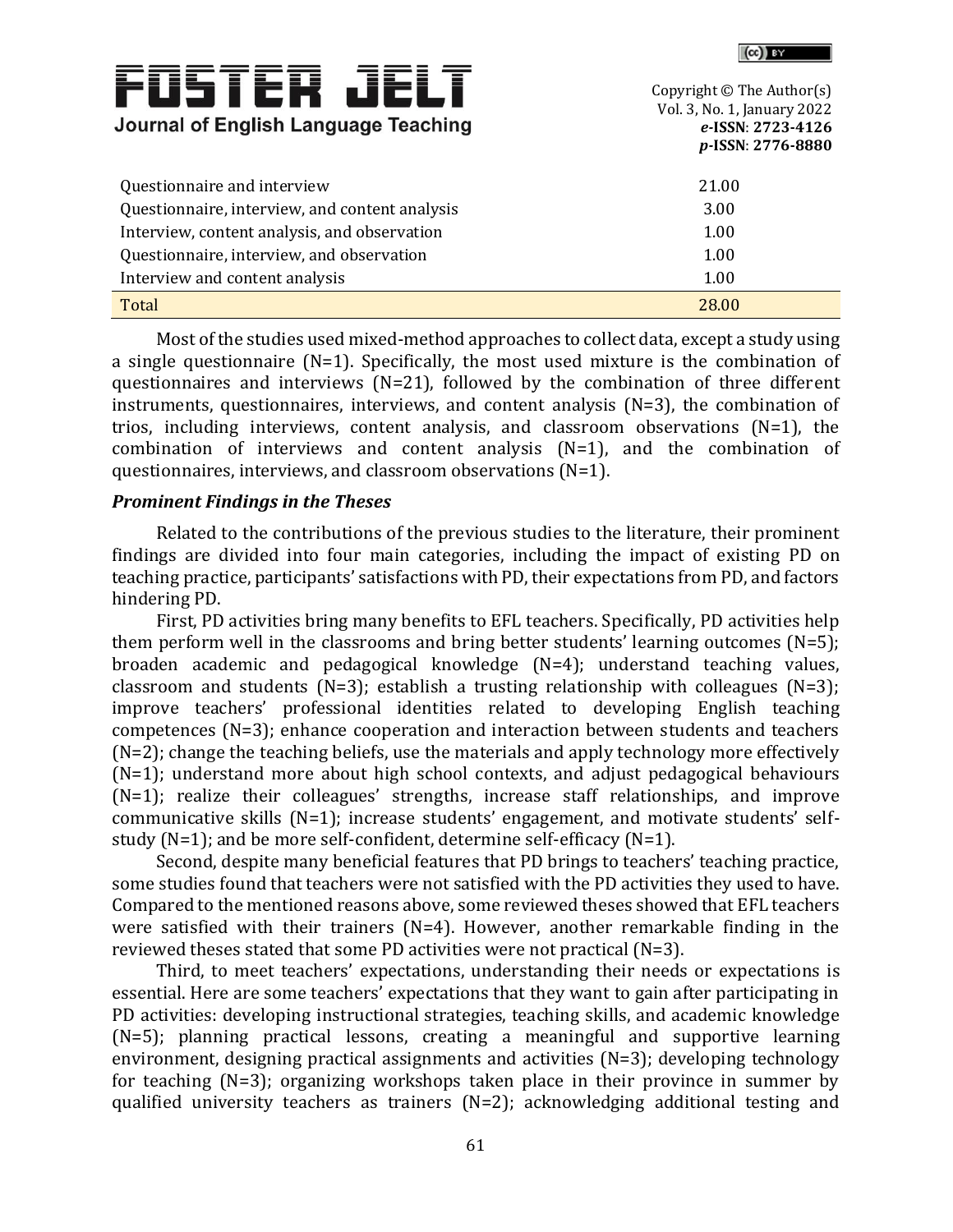| | |
|---|---|
| Questionnaire and interview | 21.00 |
| Questionnaire, interview, and content analysis | 3.00 |
| Interview, content analysis, and observation | 1.00 |
| Questionnaire, interview, and observation | 1.00 |
| Interview and content analysis | 1.00 |
| Total | 28.00 |

Most of the studies used mixed-method approaches to collect data, except a study using a single questionnaire (N=1). Specifically, the most used mixture is the combination of questionnaires and interviews (N=21), followed by the combination of three different instruments, questionnaires, interviews, and content analysis (N=3), the combination of trios, including interviews, content analysis, and classroom observations (N=1), the combination of interviews and content analysis (N=1), and the combination of questionnaires, interviews, and classroom observations (N=1).

***Prominent Findings in the Theses***

Related to the contributions of the previous studies to the literature, their prominent findings are divided into four main categories, including the impact of existing PD on teaching practice, participants' satisfactions with PD, their expectations from PD, and factors hindering PD.

First, PD activities bring many benefits to EFL teachers. Specifically, PD activities help them perform well in the classrooms and bring better students' learning outcomes (N=5); broaden academic and pedagogical knowledge (N=4); understand teaching values, classroom and students (N=3); establish a trusting relationship with colleagues (N=3); improve teachers' professional identities related to developing English teaching competences (N=3); enhance cooperation and interaction between students and teachers (N=2); change the teaching beliefs, use the materials and apply technology more effectively (N=1); understand more about high school contexts, and adjust pedagogical behaviours (N=1); realize their colleagues' strengths, increase staff relationships, and improve communicative skills (N=1); increase students' engagement, and motivate students' self-study (N=1); and be more self-confident, determine self-efficacy (N=1).

Second, despite many beneficial features that PD brings to teachers' teaching practice, some studies found that teachers were not satisfied with the PD activities they used to have. Compared to the mentioned reasons above, some reviewed theses showed that EFL teachers were satisfied with their trainers (N=4). However, another remarkable finding in the reviewed theses stated that some PD activities were not practical (N=3).

Third, to meet teachers' expectations, understanding their needs or expectations is essential. Here are some teachers' expectations that they want to gain after participating in PD activities: developing instructional strategies, teaching skills, and academic knowledge (N=5); planning practical lessons, creating a meaningful and supportive learning environment, designing practical assignments and activities (N=3); developing technology for teaching (N=3); organizing workshops taken place in their province in summer by qualified university teachers as trainers (N=2); acknowledging additional testing and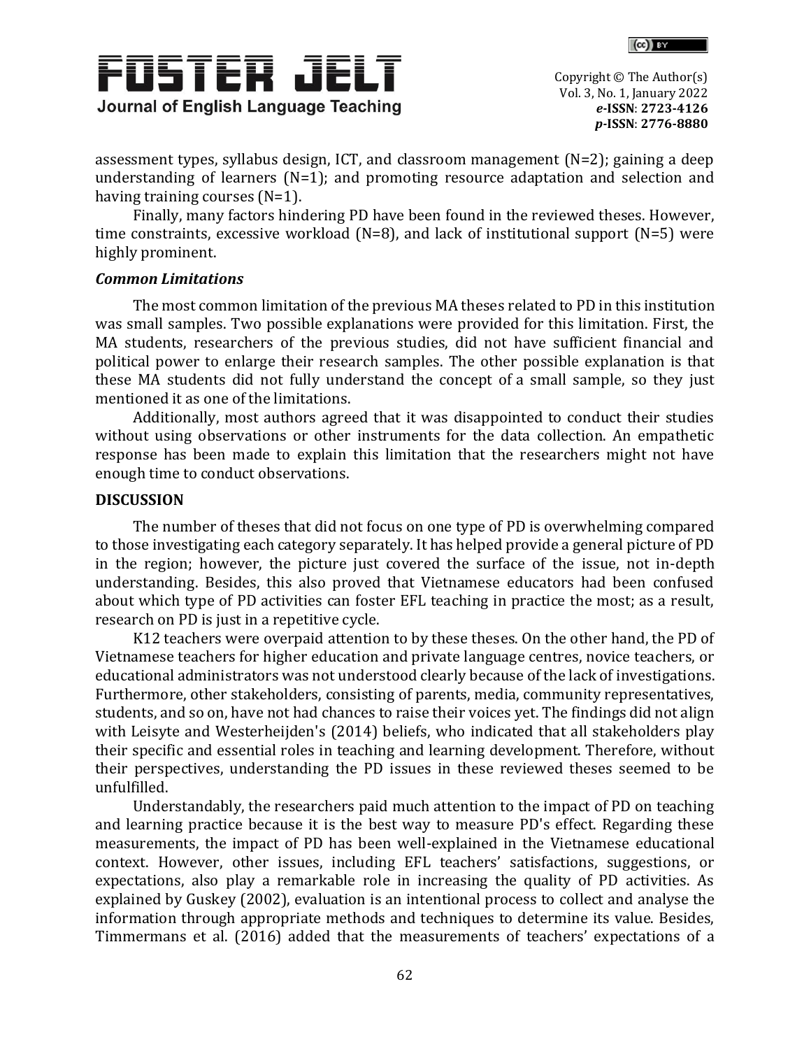assessment types, syllabus design, ICT, and classroom management (N=2); gaining a deep understanding of learners (N=1); and promoting resource adaptation and selection and having training courses (N=1).

Finally, many factors hindering PD have been found in the reviewed theses. However, time constraints, excessive workload (N=8), and lack of institutional support (N=5) were highly prominent.

### *Common Limitations*

The most common limitation of the previous MA theses related to PD in this institution was small samples. Two possible explanations were provided for this limitation. First, the MA students, researchers of the previous studies, did not have sufficient financial and political power to enlarge their research samples. The other possible explanation is that these MA students did not fully understand the concept of a small sample, so they just mentioned it as one of the limitations.

Additionally, most authors agreed that it was disappointed to conduct their studies without using observations or other instruments for the data collection. An empathetic response has been made to explain this limitation that the researchers might not have enough time to conduct observations.

## DISCUSSION

The number of theses that did not focus on one type of PD is overwhelming compared to those investigating each category separately. It has helped provide a general picture of PD in the region; however, the picture just covered the surface of the issue, not in-depth understanding. Besides, this also proved that Vietnamese educators had been confused about which type of PD activities can foster EFL teaching in practice the most; as a result, research on PD is just in a repetitive cycle.

K12 teachers were overpaid attention to by these theses. On the other hand, the PD of Vietnamese teachers for higher education and private language centres, novice teachers, or educational administrators was not understood clearly because of the lack of investigations. Furthermore, other stakeholders, consisting of parents, media, community representatives, students, and so on, have not had chances to raise their voices yet. The findings did not align with Leisyte and Westerheijden's (2014) beliefs, who indicated that all stakeholders play their specific and essential roles in teaching and learning development. Therefore, without their perspectives, understanding the PD issues in these reviewed theses seemed to be unfulfilled.

Understandably, the researchers paid much attention to the impact of PD on teaching and learning practice because it is the best way to measure PD's effect. Regarding these measurements, the impact of PD has been well-explained in the Vietnamese educational context. However, other issues, including EFL teachers' satisfactions, suggestions, or expectations, also play a remarkable role in increasing the quality of PD activities. As explained by Guskey (2002), evaluation is an intentional process to collect and analyse the information through appropriate methods and techniques to determine its value. Besides, Timmermans et al. (2016) added that the measurements of teachers' expectations of a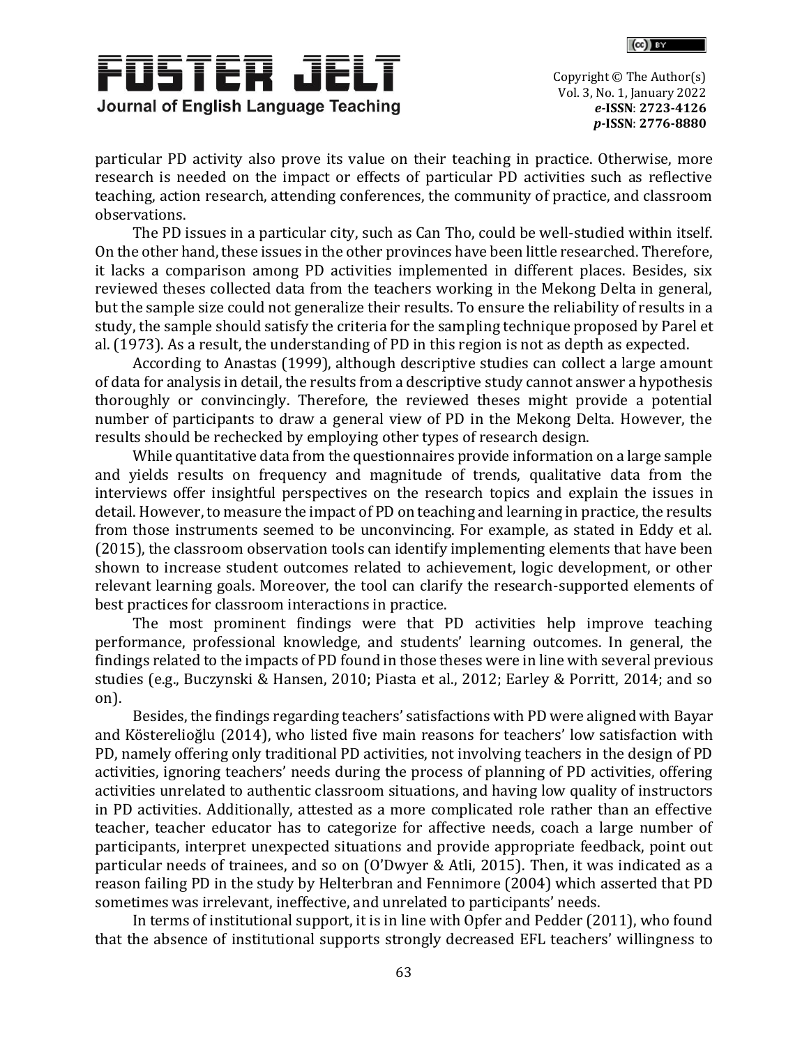particular PD activity also prove its value on their teaching in practice. Otherwise, more research is needed on the impact or effects of particular PD activities such as reflective teaching, action research, attending conferences, the community of practice, and classroom observations.

The PD issues in a particular city, such as Can Tho, could be well-studied within itself. On the other hand, these issues in the other provinces have been little researched. Therefore, it lacks a comparison among PD activities implemented in different places. Besides, six reviewed theses collected data from the teachers working in the Mekong Delta in general, but the sample size could not generalize their results. To ensure the reliability of results in a study, the sample should satisfy the criteria for the sampling technique proposed by Parel et al. (1973). As a result, the understanding of PD in this region is not as depth as expected.

According to Anastas (1999), although descriptive studies can collect a large amount of data for analysis in detail, the results from a descriptive study cannot answer a hypothesis thoroughly or convincingly. Therefore, the reviewed theses might provide a potential number of participants to draw a general view of PD in the Mekong Delta. However, the results should be rechecked by employing other types of research design.

While quantitative data from the questionnaires provide information on a large sample and yields results on frequency and magnitude of trends, qualitative data from the interviews offer insightful perspectives on the research topics and explain the issues in detail. However, to measure the impact of PD on teaching and learning in practice, the results from those instruments seemed to be unconvincing. For example, as stated in Eddy et al. (2015), the classroom observation tools can identify implementing elements that have been shown to increase student outcomes related to achievement, logic development, or other relevant learning goals. Moreover, the tool can clarify the research-supported elements of best practices for classroom interactions in practice.

The most prominent findings were that PD activities help improve teaching performance, professional knowledge, and students' learning outcomes. In general, the findings related to the impacts of PD found in those theses were in line with several previous studies (e.g., Buczynski & Hansen, 2010; Piasta et al., 2012; Earley & Porritt, 2014; and so on).

Besides, the findings regarding teachers' satisfactions with PD were aligned with Bayar and Kösterelioğlu (2014), who listed five main reasons for teachers' low satisfaction with PD, namely offering only traditional PD activities, not involving teachers in the design of PD activities, ignoring teachers' needs during the process of planning of PD activities, offering activities unrelated to authentic classroom situations, and having low quality of instructors in PD activities. Additionally, attested as a more complicated role rather than an effective teacher, teacher educator has to categorize for affective needs, coach a large number of participants, interpret unexpected situations and provide appropriate feedback, point out particular needs of trainees, and so on (O'Dwyer & Atli, 2015). Then, it was indicated as a reason failing PD in the study by Helterbran and Fennimore (2004) which asserted that PD sometimes was irrelevant, ineffective, and unrelated to participants' needs.

In terms of institutional support, it is in line with Opfer and Pedder (2011), who found that the absence of institutional supports strongly decreased EFL teachers' willingness to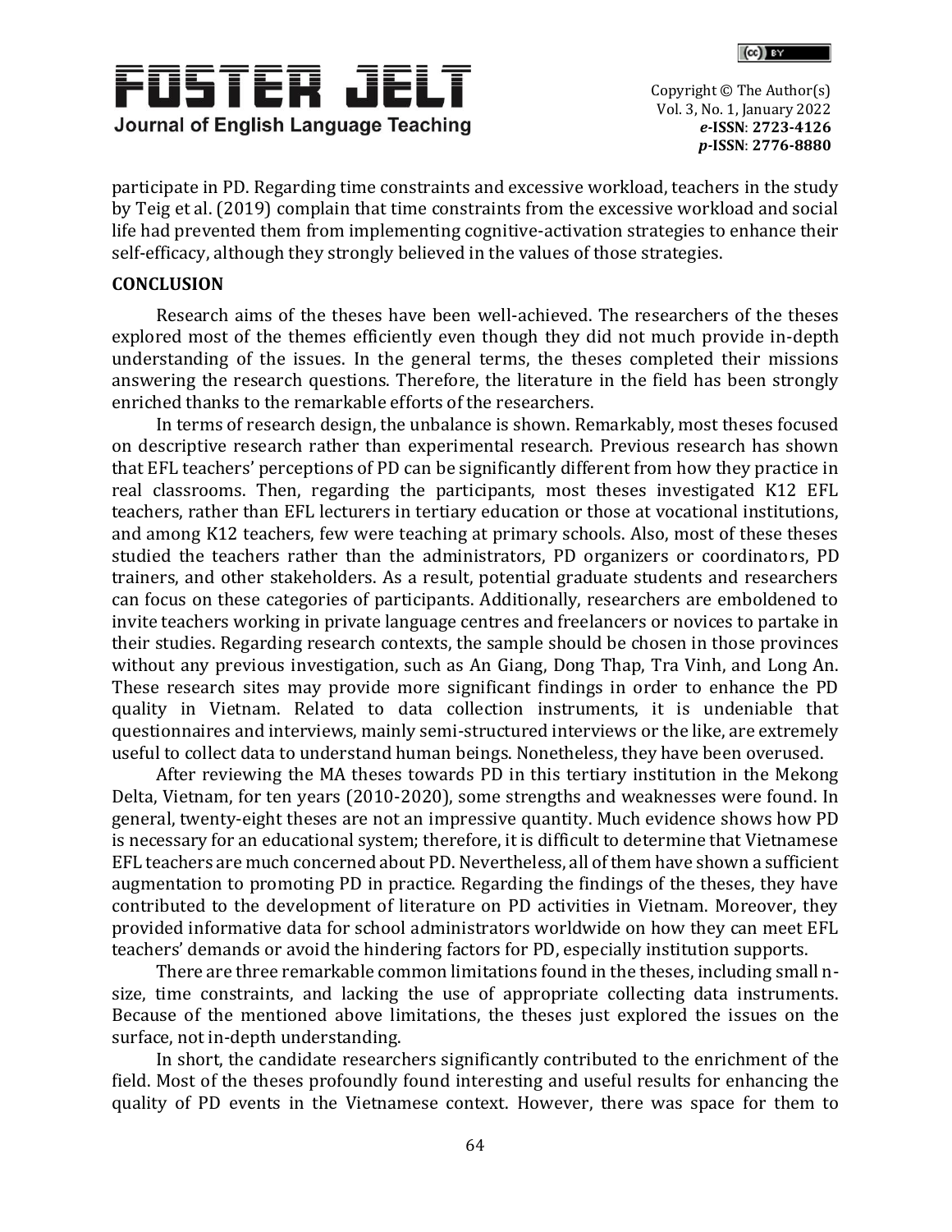participate in PD. Regarding time constraints and excessive workload, teachers in the study by Teig et al. (2019) complain that time constraints from the excessive workload and social life had prevented them from implementing cognitive-activation strategies to enhance their self-efficacy, although they strongly believed in the values of those strategies.

## CONCLUSION

Research aims of the theses have been well-achieved. The researchers of the theses explored most of the themes efficiently even though they did not much provide in-depth understanding of the issues. In the general terms, the theses completed their missions answering the research questions. Therefore, the literature in the field has been strongly enriched thanks to the remarkable efforts of the researchers.

In terms of research design, the unbalance is shown. Remarkably, most theses focused on descriptive research rather than experimental research. Previous research has shown that EFL teachers' perceptions of PD can be significantly different from how they practice in real classrooms. Then, regarding the participants, most theses investigated K12 EFL teachers, rather than EFL lecturers in tertiary education or those at vocational institutions, and among K12 teachers, few were teaching at primary schools. Also, most of these theses studied the teachers rather than the administrators, PD organizers or coordinators, PD trainers, and other stakeholders. As a result, potential graduate students and researchers can focus on these categories of participants. Additionally, researchers are emboldened to invite teachers working in private language centres and freelancers or novices to partake in their studies. Regarding research contexts, the sample should be chosen in those provinces without any previous investigation, such as An Giang, Dong Thap, Tra Vinh, and Long An. These research sites may provide more significant findings in order to enhance the PD quality in Vietnam. Related to data collection instruments, it is undeniable that questionnaires and interviews, mainly semi-structured interviews or the like, are extremely useful to collect data to understand human beings. Nonetheless, they have been overused.

After reviewing the MA theses towards PD in this tertiary institution in the Mekong Delta, Vietnam, for ten years (2010-2020), some strengths and weaknesses were found. In general, twenty-eight theses are not an impressive quantity. Much evidence shows how PD is necessary for an educational system; therefore, it is difficult to determine that Vietnamese EFL teachers are much concerned about PD. Nevertheless, all of them have shown a sufficient augmentation to promoting PD in practice. Regarding the findings of the theses, they have contributed to the development of literature on PD activities in Vietnam. Moreover, they provided informative data for school administrators worldwide on how they can meet EFL teachers' demands or avoid the hindering factors for PD, especially institution supports.

There are three remarkable common limitations found in the theses, including small n-size, time constraints, and lacking the use of appropriate collecting data instruments. Because of the mentioned above limitations, the theses just explored the issues on the surface, not in-depth understanding.

In short, the candidate researchers significantly contributed to the enrichment of the field. Most of the theses profoundly found interesting and useful results for enhancing the quality of PD events in the Vietnamese context. However, there was space for them to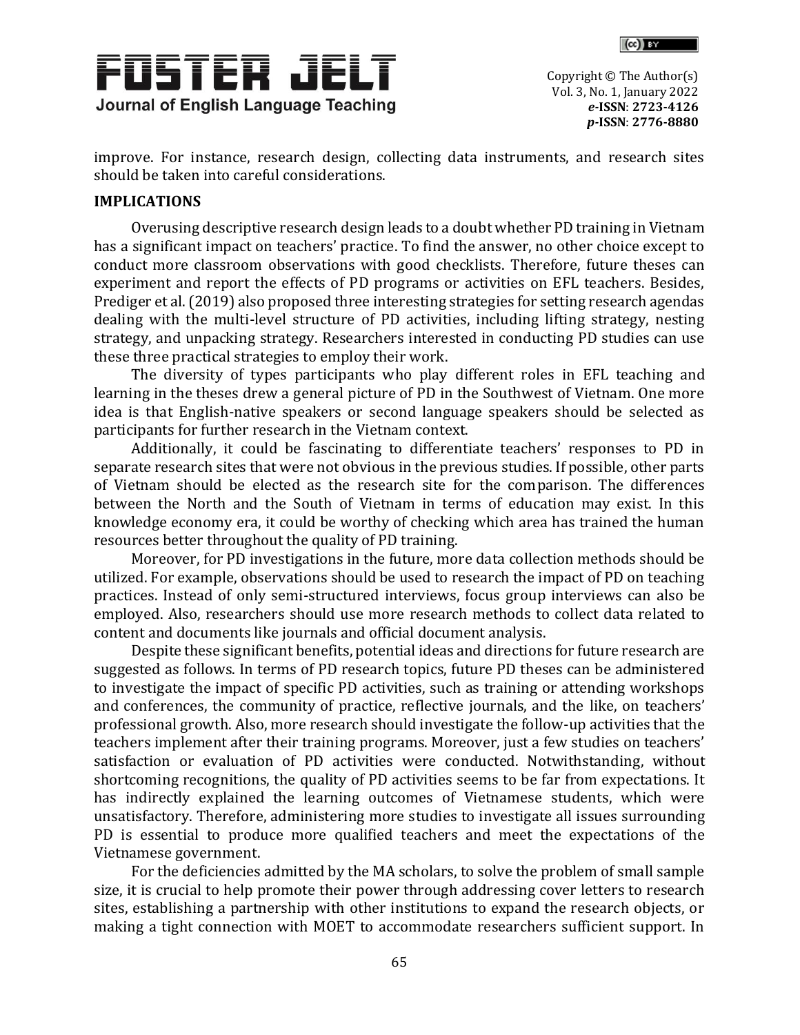improve. For instance, research design, collecting data instruments, and research sites should be taken into careful considerations.

## IMPLICATIONS

Overusing descriptive research design leads to a doubt whether PD training in Vietnam has a significant impact on teachers' practice. To find the answer, no other choice except to conduct more classroom observations with good checklists. Therefore, future theses can experiment and report the effects of PD programs or activities on EFL teachers. Besides, Prediger et al. (2019) also proposed three interesting strategies for setting research agendas dealing with the multi-level structure of PD activities, including lifting strategy, nesting strategy, and unpacking strategy. Researchers interested in conducting PD studies can use these three practical strategies to employ their work.

The diversity of types participants who play different roles in EFL teaching and learning in the theses drew a general picture of PD in the Southwest of Vietnam. One more idea is that English-native speakers or second language speakers should be selected as participants for further research in the Vietnam context.

Additionally, it could be fascinating to differentiate teachers' responses to PD in separate research sites that were not obvious in the previous studies. If possible, other parts of Vietnam should be elected as the research site for the comparison. The differences between the North and the South of Vietnam in terms of education may exist. In this knowledge economy era, it could be worthy of checking which area has trained the human resources better throughout the quality of PD training.

Moreover, for PD investigations in the future, more data collection methods should be utilized. For example, observations should be used to research the impact of PD on teaching practices. Instead of only semi-structured interviews, focus group interviews can also be employed. Also, researchers should use more research methods to collect data related to content and documents like journals and official document analysis.

Despite these significant benefits, potential ideas and directions for future research are suggested as follows. In terms of PD research topics, future PD theses can be administered to investigate the impact of specific PD activities, such as training or attending workshops and conferences, the community of practice, reflective journals, and the like, on teachers' professional growth. Also, more research should investigate the follow-up activities that the teachers implement after their training programs. Moreover, just a few studies on teachers' satisfaction or evaluation of PD activities were conducted. Notwithstanding, without shortcoming recognitions, the quality of PD activities seems to be far from expectations. It has indirectly explained the learning outcomes of Vietnamese students, which were unsatisfactory. Therefore, administering more studies to investigate all issues surrounding PD is essential to produce more qualified teachers and meet the expectations of the Vietnamese government.

For the deficiencies admitted by the MA scholars, to solve the problem of small sample size, it is crucial to help promote their power through addressing cover letters to research sites, establishing a partnership with other institutions to expand the research objects, or making a tight connection with MOET to accommodate researchers sufficient support. In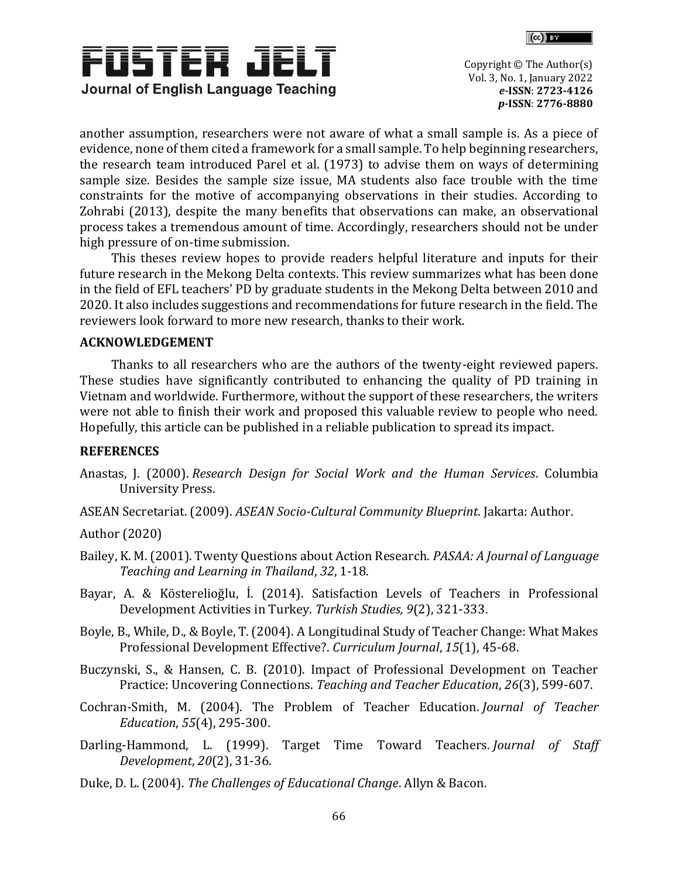another assumption, researchers were not aware of what a small sample is. As a piece of evidence, none of them cited a framework for a small sample. To help beginning researchers, the research team introduced Parel et al. (1973) to advise them on ways of determining sample size. Besides the sample size issue, MA students also face trouble with the time constraints for the motive of accompanying observations in their studies. According to Zohrabi (2013), despite the many benefits that observations can make, an observational process takes a tremendous amount of time. Accordingly, researchers should not be under high pressure of on-time submission.

This theses review hopes to provide readers helpful literature and inputs for their future research in the Mekong Delta contexts. This review summarizes what has been done in the field of EFL teachers' PD by graduate students in the Mekong Delta between 2010 and 2020. It also includes suggestions and recommendations for future research in the field. The reviewers look forward to more new research, thanks to their work.

## ACKNOWLEDGEMENT

Thanks to all researchers who are the authors of the twenty-eight reviewed papers. These studies have significantly contributed to enhancing the quality of PD training in Vietnam and worldwide. Furthermore, without the support of these researchers, the writers were not able to finish their work and proposed this valuable review to people who need. Hopefully, this article can be published in a reliable publication to spread its impact.

## REFERENCES

Anastas, J. (2000). *Research Design for Social Work and the Human Services*. Columbia University Press.

ASEAN Secretariat. (2009). *ASEAN Socio-Cultural Community Blueprint*. Jakarta: Author.

Author (2020)

Bailey, K. M. (2001). Twenty Questions about Action Research. *PASAA: A Journal of Language Teaching and Learning in Thailand*, *32*, 1-18.

Bayar, A. & Kösterelioğlu, İ. (2014). Satisfaction Levels of Teachers in Professional Development Activities in Turkey. *Turkish Studies, 9*(2), 321-333.

Boyle, B., While, D., & Boyle, T. (2004). A Longitudinal Study of Teacher Change: What Makes Professional Development Effective?. *Curriculum Journal*, *15*(1), 45-68.

Buczynski, S., & Hansen, C. B. (2010). Impact of Professional Development on Teacher Practice: Uncovering Connections. *Teaching and Teacher Education*, *26*(3), 599-607.

Cochran-Smith, M. (2004). The Problem of Teacher Education. *Journal of Teacher Education*, *55*(4), 295-300.

Darling-Hammond, L. (1999). Target Time Toward Teachers. *Journal of Staff Development*, *20*(2), 31-36.

Duke, D. L. (2004). *The Challenges of Educational Change*. Allyn & Bacon.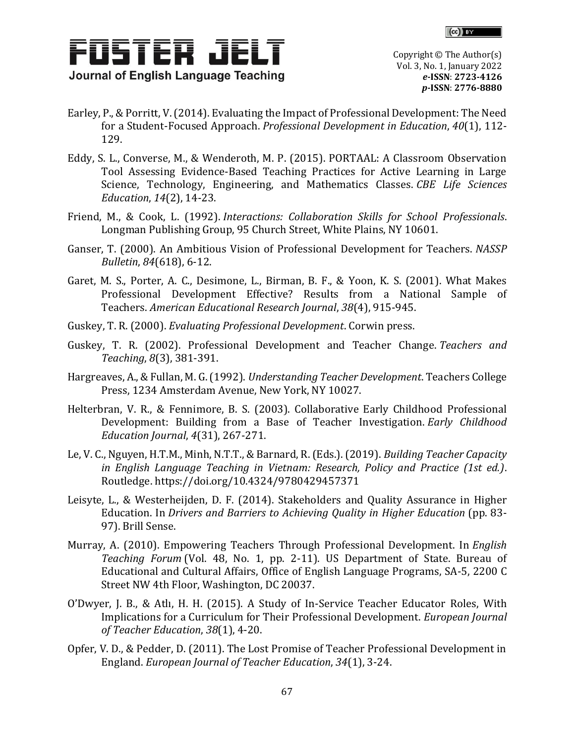Earley, P., & Porritt, V. (2014). Evaluating the Impact of Professional Development: The Need for a Student-Focused Approach. *Professional Development in Education*, *40*(1), 112-129.

Eddy, S. L., Converse, M., & Wenderoth, M. P. (2015). PORTAAL: A Classroom Observation Tool Assessing Evidence-Based Teaching Practices for Active Learning in Large Science, Technology, Engineering, and Mathematics Classes. *CBE Life Sciences Education*, *14*(2), 14-23.

Friend, M., & Cook, L. (1992). *Interactions: Collaboration Skills for School Professionals*. Longman Publishing Group, 95 Church Street, White Plains, NY 10601.

Ganser, T. (2000). An Ambitious Vision of Professional Development for Teachers. *NASSP Bulletin*, *84*(618), 6-12.

Garet, M. S., Porter, A. C., Desimone, L., Birman, B. F., & Yoon, K. S. (2001). What Makes Professional Development Effective? Results from a National Sample of Teachers. *American Educational Research Journal*, *38*(4), 915-945.

Guskey, T. R. (2000). *Evaluating Professional Development*. Corwin press.

Guskey, T. R. (2002). Professional Development and Teacher Change. *Teachers and Teaching*, *8*(3), 381-391.

Hargreaves, A., & Fullan, M. G. (1992). *Understanding Teacher Development*. Teachers College Press, 1234 Amsterdam Avenue, New York, NY 10027.

Helterbran, V. R., & Fennimore, B. S. (2003). Collaborative Early Childhood Professional Development: Building from a Base of Teacher Investigation. *Early Childhood Education Journal*, *4*(31), 267-271.

Le, V. C., Nguyen, H.T.M., Minh, N.T.T., & Barnard, R. (Eds.). (2019). *Building Teacher Capacity in English Language Teaching in Vietnam: Research, Policy and Practice (1st ed.)*. Routledge. https://doi.org/10.4324/9780429457371

Leisyte, L., & Westerheijden, D. F. (2014). Stakeholders and Quality Assurance in Higher Education. In *Drivers and Barriers to Achieving Quality in Higher Education* (pp. 83-97). Brill Sense.

Murray, A. (2010). Empowering Teachers Through Professional Development. In *English Teaching Forum* (Vol. 48, No. 1, pp. 2-11). US Department of State. Bureau of Educational and Cultural Affairs, Office of English Language Programs, SA-5, 2200 C Street NW 4th Floor, Washington, DC 20037.

O'Dwyer, J. B., & Atlı, H. H. (2015). A Study of In-Service Teacher Educator Roles, With Implications for a Curriculum for Their Professional Development. *European Journal of Teacher Education*, *38*(1), 4-20.

Opfer, V. D., & Pedder, D. (2011). The Lost Promise of Teacher Professional Development in England. *European Journal of Teacher Education*, *34*(1), 3-24.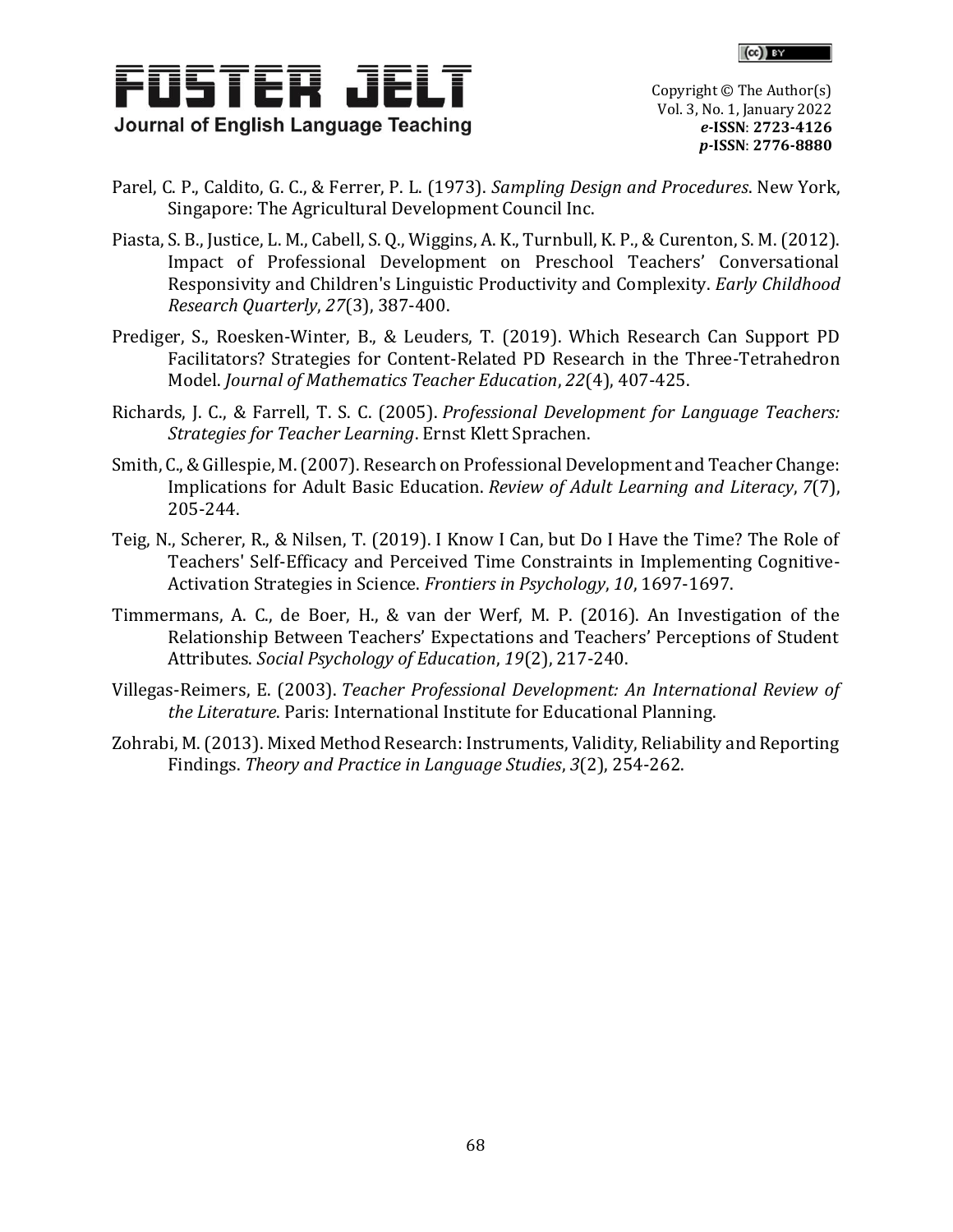Parel, C. P., Caldito, G. C., & Ferrer, P. L. (1973). *Sampling Design and Procedures*. New York, Singapore: The Agricultural Development Council Inc.

Piasta, S. B., Justice, L. M., Cabell, S. Q., Wiggins, A. K., Turnbull, K. P., & Curenton, S. M. (2012). Impact of Professional Development on Preschool Teachers' Conversational Responsivity and Children's Linguistic Productivity and Complexity. *Early Childhood Research Quarterly*, *27*(3), 387-400.

Prediger, S., Roesken-Winter, B., & Leuders, T. (2019). Which Research Can Support PD Facilitators? Strategies for Content-Related PD Research in the Three-Tetrahedron Model. *Journal of Mathematics Teacher Education*, *22*(4), 407-425.

Richards, J. C., & Farrell, T. S. C. (2005). *Professional Development for Language Teachers: Strategies for Teacher Learning*. Ernst Klett Sprachen.

Smith, C., & Gillespie, M. (2007). Research on Professional Development and Teacher Change: Implications for Adult Basic Education. *Review of Adult Learning and Literacy*, *7*(7), 205-244.

Teig, N., Scherer, R., & Nilsen, T. (2019). I Know I Can, but Do I Have the Time? The Role of Teachers' Self-Efficacy and Perceived Time Constraints in Implementing Cognitive-Activation Strategies in Science. *Frontiers in Psychology*, *10*, 1697-1697.

Timmermans, A. C., de Boer, H., & van der Werf, M. P. (2016). An Investigation of the Relationship Between Teachers' Expectations and Teachers' Perceptions of Student Attributes. *Social Psychology of Education*, *19*(2), 217-240.

Villegas-Reimers, E. (2003). *Teacher Professional Development: An International Review of the Literature*. Paris: International Institute for Educational Planning.

Zohrabi, M. (2013). Mixed Method Research: Instruments, Validity, Reliability and Reporting Findings. *Theory and Practice in Language Studies*, *3*(2), 254-262.